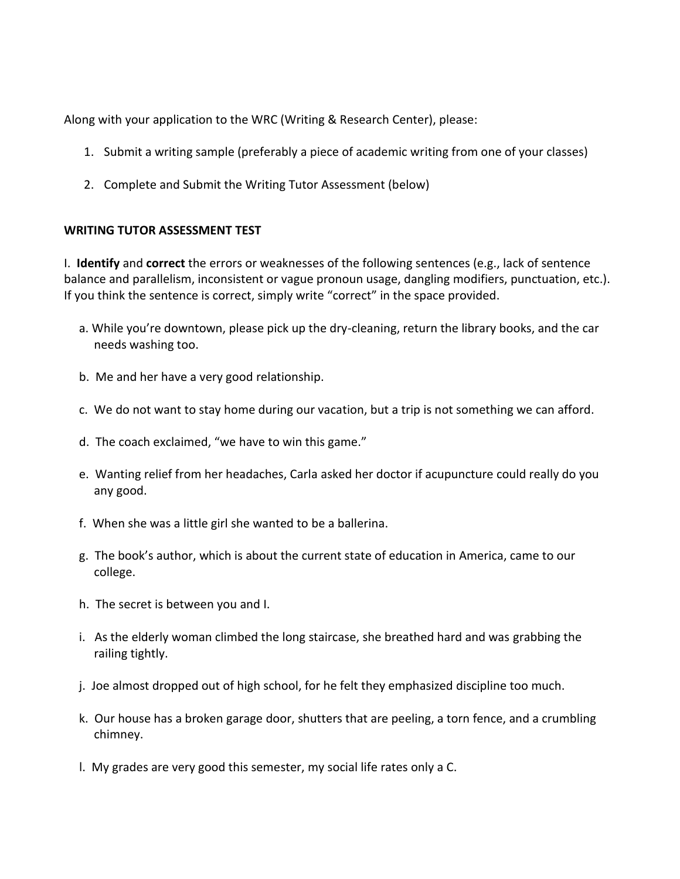Along with your application to the WRC (Writing & Research Center), please:

1. Submit a writing sample (preferably a piece of academic writing from one of your classes)

2. Complete and Submit the Writing Tutor Assessment (below)

**WRITING TUTOR ASSESSMENT TEST**

I. **Identify** and **correct** the errors or weaknesses of the following sentences (e.g., lack of sentence balance and parallelism, inconsistent or vague pronoun usage, dangling modifiers, punctuation, etc.). If you think the sentence is correct, simply write "correct" in the space provided.

a. While you're downtown, please pick up the dry-cleaning, return the library books, and the car needs washing too.

b. Me and her have a very good relationship.

c. We do not want to stay home during our vacation, but a trip is not something we can afford.

d. The coach exclaimed, "we have to win this game."

e. Wanting relief from her headaches, Carla asked her doctor if acupuncture could really do you any good.

f. When she was a little girl she wanted to be a ballerina.

g. The book's author, which is about the current state of education in America, came to our college.

h. The secret is between you and I.

i. As the elderly woman climbed the long staircase, she breathed hard and was grabbing the railing tightly.

j. Joe almost dropped out of high school, for he felt they emphasized discipline too much.

k. Our house has a broken garage door, shutters that are peeling, a torn fence, and a crumbling chimney.

l. My grades are very good this semester, my social life rates only a C.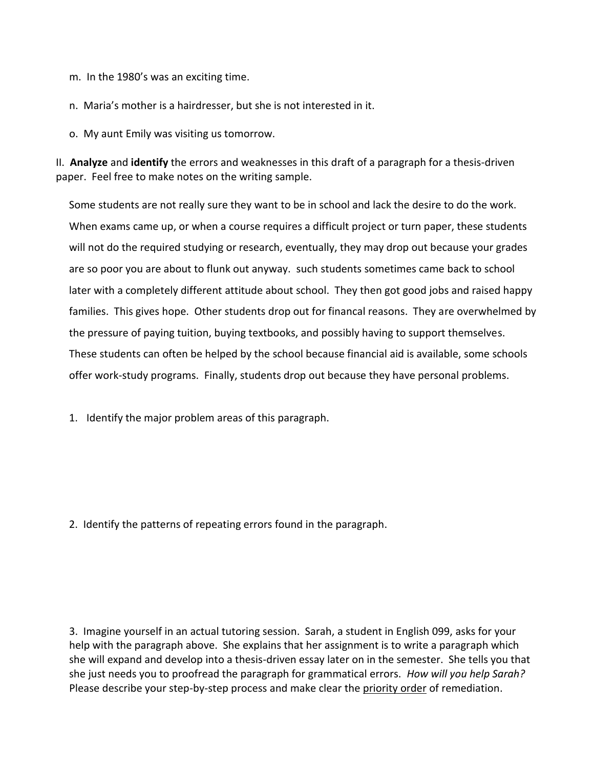m. In the 1980's was an exciting time.

n. Maria's mother is a hairdresser, but she is not interested in it.

o. My aunt Emily was visiting us tomorrow.

II. **Analyze** and **identify** the errors and weaknesses in this draft of a paragraph for a thesis-driven paper. Feel free to make notes on the writing sample.

> Some students are not really sure they want to be in school and lack the desire to do the work. When exams came up, or when a course requires a difficult project or turn paper, these students will not do the required studying or research, eventually, they may drop out because your grades are so poor you are about to flunk out anyway. such students sometimes came back to school later with a completely different attitude about school. They then got good jobs and raised happy families. This gives hope. Other students drop out for financal reasons. They are overwhelmed by the pressure of paying tuition, buying textbooks, and possibly having to support themselves. These students can often be helped by the school because financial aid is available, some schools offer work-study programs. Finally, students drop out because they have personal problems.

1. Identify the major problem areas of this paragraph.

2. Identify the patterns of repeating errors found in the paragraph.

3. Imagine yourself in an actual tutoring session. Sarah, a student in English 099, asks for your help with the paragraph above. She explains that her assignment is to write a paragraph which she will expand and develop into a thesis-driven essay later on in the semester. She tells you that she just needs you to proofread the paragraph for grammatical errors. *How will you help Sarah?* Please describe your step-by-step process and make clear the <u>priority order</u> of remediation.